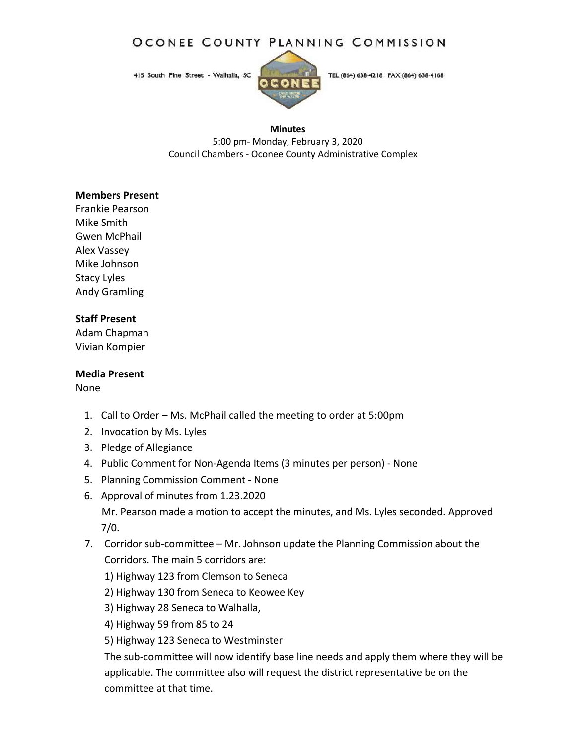# Oconee County Planning Commission

415 South Pine Street - Walhalla, SC TEL (864) 638-4218 FAX (864) 638-4168

**Minutes**
5:00 pm- Monday, February 3, 2020
Council Chambers - Oconee County Administrative Complex

**Members Present**
Frankie Pearson
Mike Smith
Gwen McPhail
Alex Vassey
Mike Johnson
Stacy Lyles
Andy Gramling

**Staff Present**
Adam Chapman
Vivian Kompier

**Media Present**
None

1. Call to Order – Ms. McPhail called the meeting to order at 5:00pm
2. Invocation by Ms. Lyles
3. Pledge of Allegiance
4. Public Comment for Non-Agenda Items (3 minutes per person) - None
5. Planning Commission Comment - None
6. Approval of minutes from 1.23.2020
   Mr. Pearson made a motion to accept the minutes, and Ms. Lyles seconded. Approved 7/0.
7. Corridor sub-committee – Mr. Johnson update the Planning Commission about the Corridors. The main 5 corridors are:
   1) Highway 123 from Clemson to Seneca
   2) Highway 130 from Seneca to Keowee Key
   3) Highway 28 Seneca to Walhalla,
   4) Highway 59 from 85 to 24
   5) Highway 123 Seneca to Westminster
   
   The sub-committee will now identify base line needs and apply them where they will be applicable. The committee also will request the district representative be on the committee at that time.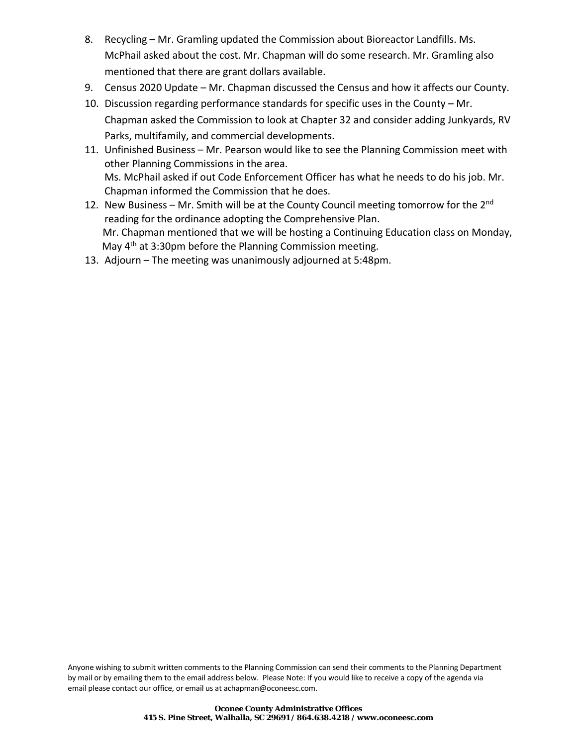8. Recycling – Mr. Gramling updated the Commission about Bioreactor Landfills. Ms. McPhail asked about the cost. Mr. Chapman will do some research. Mr. Gramling also mentioned that there are grant dollars available.
9. Census 2020 Update – Mr. Chapman discussed the Census and how it affects our County.
10. Discussion regarding performance standards for specific uses in the County – Mr. Chapman asked the Commission to look at Chapter 32 and consider adding Junkyards, RV Parks, multifamily, and commercial developments.
11. Unfinished Business – Mr. Pearson would like to see the Planning Commission meet with other Planning Commissions in the area.
    Ms. McPhail asked if out Code Enforcement Officer has what he needs to do his job. Mr. Chapman informed the Commission that he does.
12. New Business – Mr. Smith will be at the County Council meeting tomorrow for the 2nd reading for the ordinance adopting the Comprehensive Plan.
    Mr. Chapman mentioned that we will be hosting a Continuing Education class on Monday, May 4th at 3:30pm before the Planning Commission meeting.
13. Adjourn – The meeting was unanimously adjourned at 5:48pm.

Anyone wishing to submit written comments to the Planning Commission can send their comments to the Planning Department by mail or by emailing them to the email address below. Please Note: If you would like to receive a copy of the agenda via email please contact our office, or email us at achapman@oconeesc.com.

**Oconee County Administrative Offices**
**415 S. Pine Street, Walhalla, SC 29691/ 864.638.4218 / www.oconeesc.com**